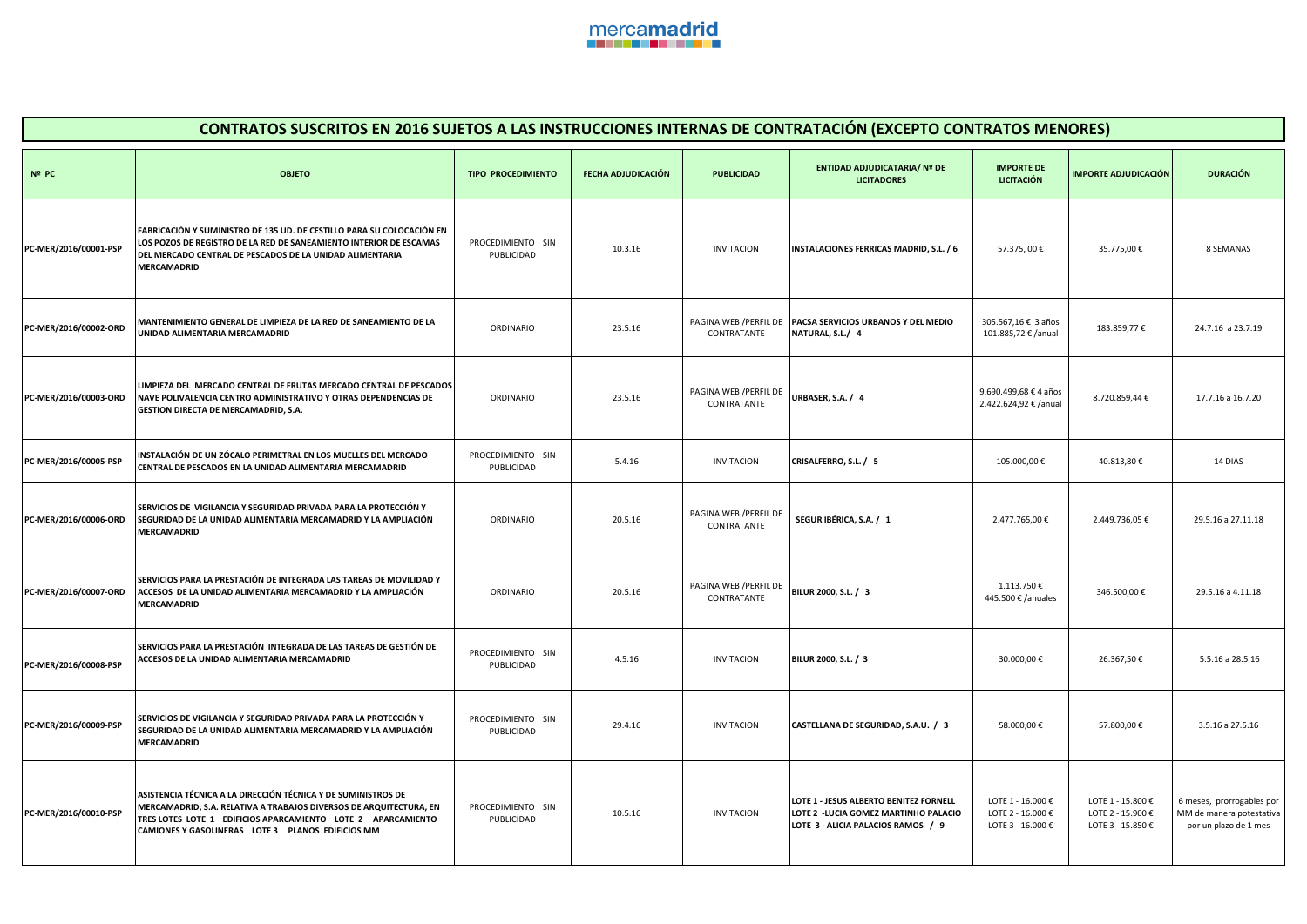mercamadrid

# CONTRATOS SUSCRITOS EN 2016 SUJETOS A LAS INSTRUCCIONES INTERNAS DE CONTRATACIÓN (EXCEPTO CONTRATOS MENORES)

| Nº PC | OBJETO | TIPO PROCEDIMIENTO | FECHA ADJUDICACIÓN | PUBLICIDAD | ENTIDAD ADJUDICATARIA/ Nº DE LICITADORES | IMPORTE DE LICITACIÓN | IMPORTE ADJUDICACIÓN | DURACIÓN |
|---|---|---|---|---|---|---|---|---|
| PC-MER/2016/00001-PSP | FABRICACIÓN Y SUMINISTRO DE 135 UD. DE CESTILLO PARA SU COLOCACIÓN EN LOS POZOS DE REGISTRO DE LA RED DE SANEAMIENTO INTERIOR DE ESCAMAS DEL MERCADO CENTRAL DE PESCADOS DE LA UNIDAD ALIMENTARIA MERCAMADRID | PROCEDIMIENTO SIN PUBLICIDAD | 10.3.16 | INVITACION | INSTALACIONES FERRICAS MADRID, S.L. / 6 | 57.375, 00 € | 35.775,00 € | 8 SEMANAS |
| PC-MER/2016/00002-ORD | MANTENIMIENTO GENERAL DE LIMPIEZA DE LA RED DE SANEAMIENTO DE LA UNIDAD ALIMENTARIA MERCAMADRID | ORDINARIO | 23.5.16 | PAGINA WEB /PERFIL DE CONTRATANTE | PACSA SERVICIOS URBANOS Y DEL MEDIO NATURAL, S.L./ 4 | 305.567,16 € 3 años 101.885,72 € /anual | 183.859,77 € | 24.7.16 a 23.7.19 |
| PC-MER/2016/00003-ORD | LIMPIEZA DEL MERCADO CENTRAL DE FRUTAS MERCADO CENTRAL DE PESCADOS NAVE POLIVALENCIA CENTRO ADMINISTRATIVO Y OTRAS DEPENDENCIAS DE GESTION DIRECTA DE MERCAMADRID, S.A. | ORDINARIO | 23.5.16 | PAGINA WEB /PERFIL DE CONTRATANTE | URBASER, S.A. / 4 | 9.690.499,68 € 4 años 2.422.624,92 € /anual | 8.720.859,44 € | 17.7.16 a 16.7.20 |
| PC-MER/2016/00005-PSP | INSTALACIÓN DE UN ZÓCALO PERIMETRAL EN LOS MUELLES DEL MERCADO CENTRAL DE PESCADOS EN LA UNIDAD ALIMENTARIA MERCAMADRID | PROCEDIMIENTO SIN PUBLICIDAD | 5.4.16 | INVITACION | CRISALFERRO, S.L. / 5 | 105.000,00 € | 40.813,80 € | 14 DIAS |
| PC-MER/2016/00006-ORD | SERVICIOS DE VIGILANCIA Y SEGURIDAD PRIVADA PARA LA PROTECCIÓN Y SEGURIDAD DE LA UNIDAD ALIMENTARIA MERCAMADRID Y LA AMPLIACIÓN MERCAMADRID | ORDINARIO | 20.5.16 | PAGINA WEB /PERFIL DE CONTRATANTE | SEGUR IBÉRICA, S.A. / 1 | 2.477.765,00 € | 2.449.736,05 € | 29.5.16 a 27.11.18 |
| PC-MER/2016/00007-ORD | SERVICIOS PARA LA PRESTACIÓN DE INTEGRADA LAS TAREAS DE MOVILIDAD Y ACCESOS DE LA UNIDAD ALIMENTARIA MERCAMADRID Y LA AMPLIACIÓN MERCAMADRID | ORDINARIO | 20.5.16 | PAGINA WEB /PERFIL DE CONTRATANTE | BILUR 2000, S.L. / 3 | 1.113.750 € 445.500 € /anuales | 346.500,00 € | 29.5.16 a 4.11.18 |
| PC-MER/2016/00008-PSP | SERVICIOS PARA LA PRESTACIÓN INTEGRADA DE LAS TAREAS DE GESTIÓN DE ACCESOS DE LA UNIDAD ALIMENTARIA MERCAMADRID | PROCEDIMIENTO SIN PUBLICIDAD | 4.5.16 | INVITACION | BILUR 2000, S.L. / 3 | 30.000,00 € | 26.367,50 € | 5.5.16 a 28.5.16 |
| PC-MER/2016/00009-PSP | SERVICIOS DE VIGILANCIA Y SEGURIDAD PRIVADA PARA LA PROTECCIÓN Y SEGURIDAD DE LA UNIDAD ALIMENTARIA MERCAMADRID Y LA AMPLIACIÓN MERCAMADRID | PROCEDIMIENTO SIN PUBLICIDAD | 29.4.16 | INVITACION | CASTELLANA DE SEGURIDAD, S.A.U. / 3 | 58.000,00 € | 57.800,00 € | 3.5.16 a 27.5.16 |
| PC-MER/2016/00010-PSP | ASISTENCIA TÉCNICA A LA DIRECCIÓN TÉCNICA Y DE SUMINISTROS DE MERCAMADRID, S.A. RELATIVA A TRABAJOS DIVERSOS DE ARQUITECTURA, EN TRES LOTES LOTE 1 EDIFICIOS APARCAMIENTO LOTE 2 APARCAMIENTO CAMIONES Y GASOLINERAS LOTE 3 PLANOS EDIFICIOS MM | PROCEDIMIENTO SIN PUBLICIDAD | 10.5.16 | INVITACION | LOTE 1 - JESUS ALBERTO BENITEZ FORNELL LOTE 2 -LUCIA GOMEZ MARTINHO PALACIO LOTE 3 - ALICIA PALACIOS RAMOS / 9 | LOTE 1 - 16.000 € LOTE 2 - 16.000 € LOTE 3 - 16.000 € | LOTE 1 - 15.800 € LOTE 2 - 15.900 € LOTE 3 - 15.850 € | 6 meses, prorrogables por MM de manera potestativa por un plazo de 1 mes |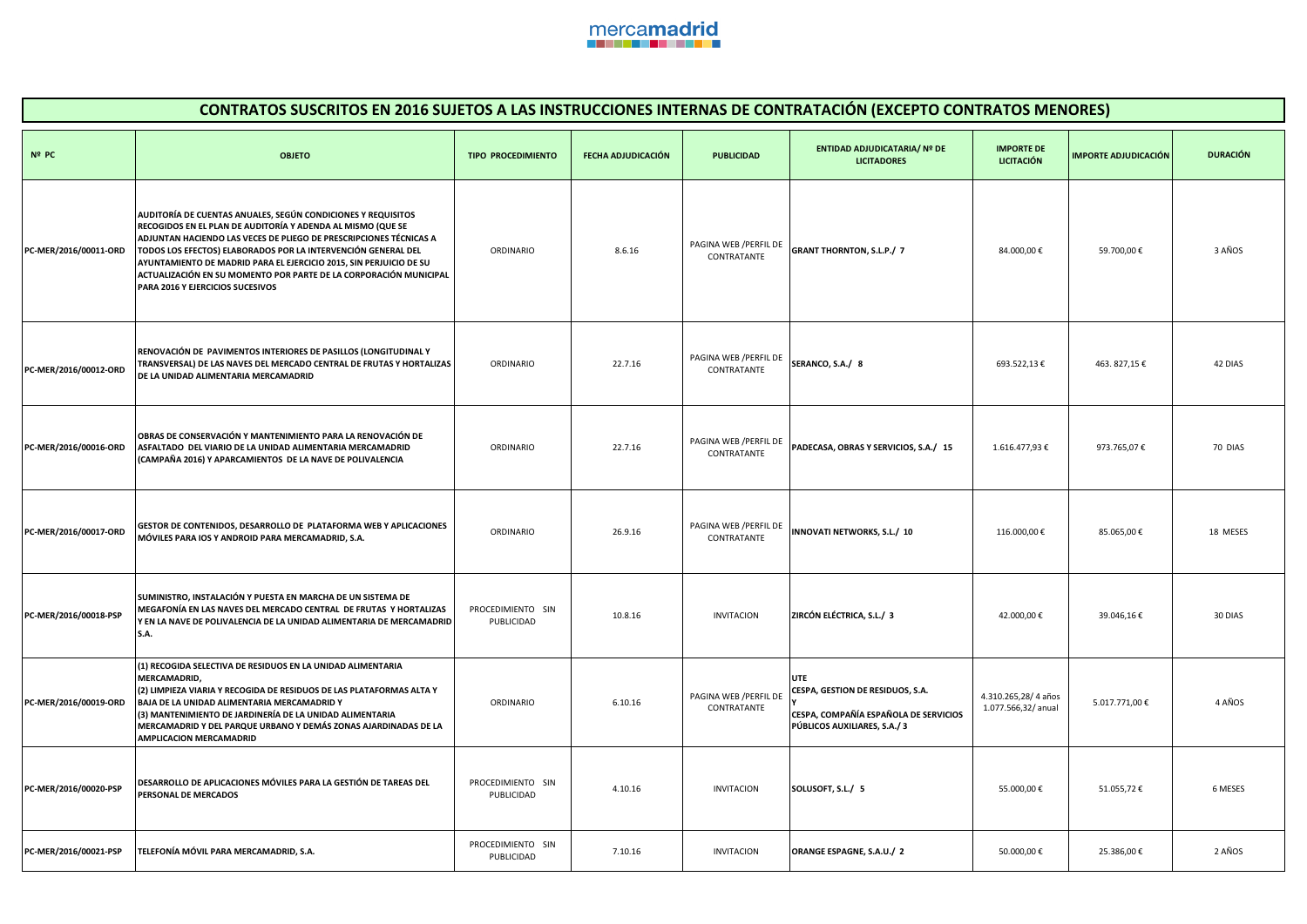mercamadrid

# CONTRATOS SUSCRITOS EN 2016 SUJETOS A LAS INSTRUCCIONES INTERNAS DE CONTRATACIÓN (EXCEPTO CONTRATOS MENORES)

| Nº PC | OBJETO | TIPO PROCEDIMIENTO | FECHA ADJUDICACIÓN | PUBLICIDAD | ENTIDAD ADJUDICATARIA/ Nº DE LICITADORES | IMPORTE DE LICITACIÓN | IMPORTE ADJUDICACIÓN | DURACIÓN |
|---|---|---|---|---|---|---|---|---|
| PC-MER/2016/00011-ORD | AUDITORÍA DE CUENTAS ANUALES, SEGÚN CONDICIONES Y REQUISITOS RECOGIDOS EN EL PLAN DE AUDITORÍA Y ADENDA AL MISMO (QUE SE ADJUNTAN HACIENDO LAS VECES DE PLIEGO DE PRESCRIPCIONES TÉCNICAS A TODOS LOS EFECTOS) ELABORADOS POR LA INTERVENCIÓN GENERAL DEL AYUNTAMIENTO DE MADRID PARA EL EJERCICIO 2015, SIN PERJUICIO DE SU ACTUALIZACIÓN EN SU MOMENTO POR PARTE DE LA CORPORACIÓN MUNICIPAL PARA 2016 Y EJERCICIOS SUCESIVOS | ORDINARIO | 8.6.16 | PAGINA WEB /PERFIL DE CONTRATANTE | GRANT THORNTON, S.L.P./ 7 | 84.000,00 € | 59.700,00 € | 3 AÑOS |
| PC-MER/2016/00012-ORD | RENOVACIÓN DE PAVIMENTOS INTERIORES DE PASILLOS (LONGITUDINAL Y TRANSVERSAL) DE LAS NAVES DEL MERCADO CENTRAL DE FRUTAS Y HORTALIZAS DE LA UNIDAD ALIMENTARIA MERCAMADRID | ORDINARIO | 22.7.16 | PAGINA WEB /PERFIL DE CONTRATANTE | SERANCO, S.A./ 8 | 693.522,13 € | 463. 827,15 € | 42 DIAS |
| PC-MER/2016/00016-ORD | OBRAS DE CONSERVACIÓN Y MANTENIMIENTO PARA LA RENOVACIÓN DE ASFALTADO DEL VIARIO DE LA UNIDAD ALIMENTARIA MERCAMADRID (CAMPAÑA 2016) Y APARCAMIENTOS DE LA NAVE DE POLIVALENCIA | ORDINARIO | 22.7.16 | PAGINA WEB /PERFIL DE CONTRATANTE | PADECASA, OBRAS Y SERVICIOS, S.A./ 15 | 1.616.477,93 € | 973.765,07 € | 70 DIAS |
| PC-MER/2016/00017-ORD | GESTOR DE CONTENIDOS, DESARROLLO DE PLATAFORMA WEB Y APLICACIONES MÓVILES PARA IOS Y ANDROID PARA MERCAMADRID, S.A. | ORDINARIO | 26.9.16 | PAGINA WEB /PERFIL DE CONTRATANTE | INNOVATI NETWORKS, S.L./ 10 | 116.000,00 € | 85.065,00 € | 18 MESES |
| PC-MER/2016/00018-PSP | SUMINISTRO, INSTALACIÓN Y PUESTA EN MARCHA DE UN SISTEMA DE MEGAFONÍA EN LAS NAVES DEL MERCADO CENTRAL DE FRUTAS Y HORTALIZAS Y EN LA NAVE DE POLIVALENCIA DE LA UNIDAD ALIMENTARIA DE MERCAMADRID S.A. | PROCEDIMIENTO SIN PUBLICIDAD | 10.8.16 | INVITACION | ZIRCÓN ELÉCTRICA, S.L./ 3 | 42.000,00 € | 39.046,16 € | 30 DIAS |
| PC-MER/2016/00019-ORD | (1) RECOGIDA SELECTIVA DE RESIDUOS EN LA UNIDAD ALIMENTARIA MERCAMADRID,<br>(2) LIMPIEZA VIARIA Y RECOGIDA DE RESIDUOS DE LAS PLATAFORMAS ALTA Y BAJA DE LA UNIDAD ALIMENTARIA MERCAMADRID Y<br>(3) MANTENIMIENTO DE JARDINERÍA DE LA UNIDAD ALIMENTARIA MERCAMADRID Y DEL PARQUE URBANO Y DEMÁS ZONAS AJARDINADAS DE LA AMPLICACION MERCAMADRID | ORDINARIO | 6.10.16 | PAGINA WEB /PERFIL DE CONTRATANTE | UTE<br>CESPA, GESTION DE RESIDUOS, S.A.<br>Y<br>CESPA, COMPAÑÍA ESPAÑOLA DE SERVICIOS PÚBLICOS AUXILIARES, S.A./ 3 | 4.310.265,28/ 4 años<br>1.077.566,32/ anual | 5.017.771,00 € | 4 AÑOS |
| PC-MER/2016/00020-PSP | DESARROLLO DE APLICACIONES MÓVILES PARA LA GESTIÓN DE TAREAS DEL PERSONAL DE MERCADOS | PROCEDIMIENTO SIN PUBLICIDAD | 4.10.16 | INVITACION | SOLUSOFT, S.L./ 5 | 55.000,00 € | 51.055,72 € | 6 MESES |
| PC-MER/2016/00021-PSP | TELEFONÍA MÓVIL PARA MERCAMADRID, S.A. | PROCEDIMIENTO SIN PUBLICIDAD | 7.10.16 | INVITACION | ORANGE ESPAGNE, S.A.U./ 2 | 50.000,00 € | 25.386,00 € | 2 AÑOS |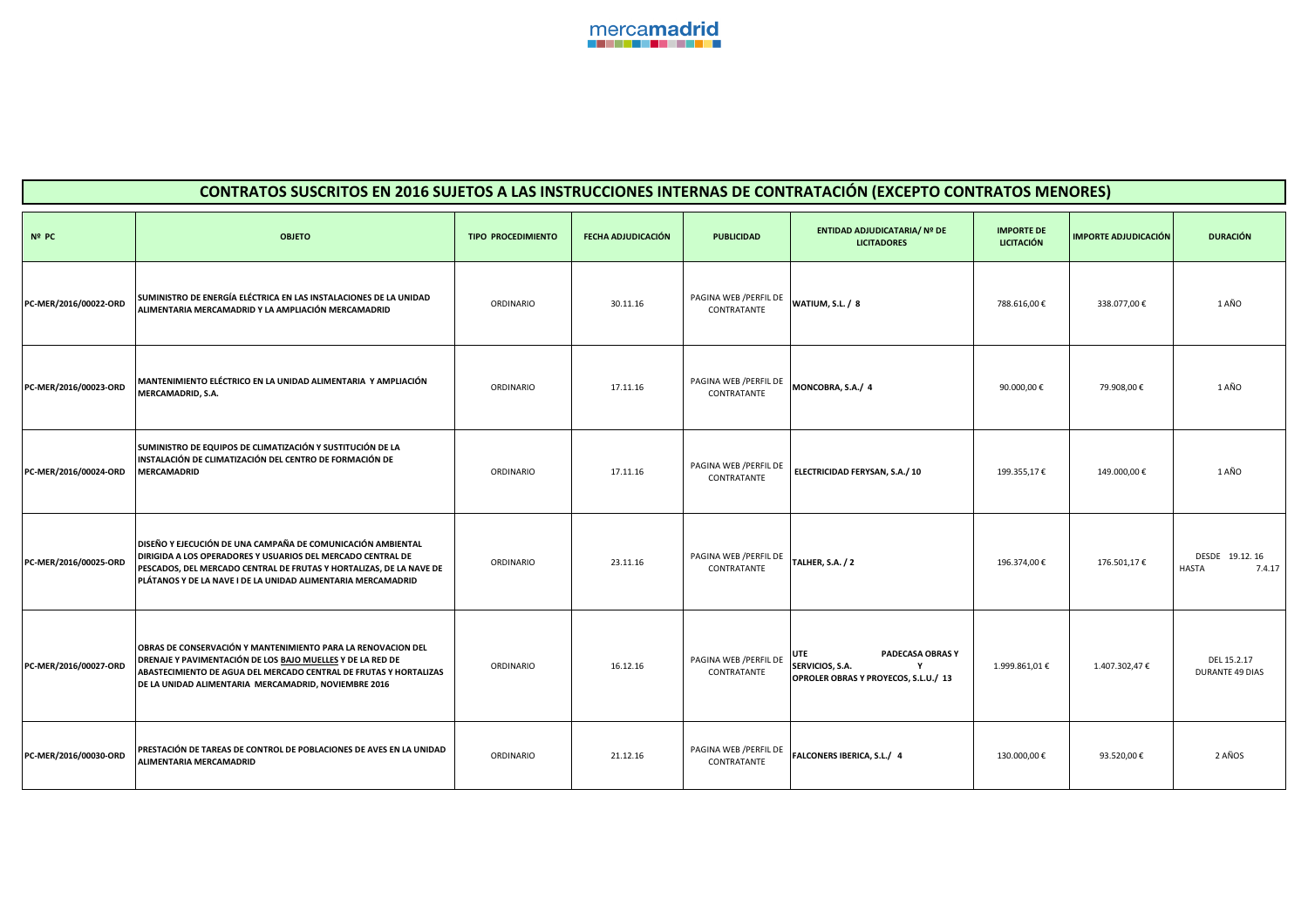## CONTRATOS SUSCRITOS EN 2016 SUJETOS A LAS INSTRUCCIONES INTERNAS DE CONTRATACIÓN (EXCEPTO CONTRATOS MENORES)

| Nº PC | OBJETO | TIPO PROCEDIMIENTO | FECHA ADJUDICACIÓN | PUBLICIDAD | ENTIDAD ADJUDICATARIA/ Nº DE LICITADORES | IMPORTE DE LICITACIÓN | IMPORTE ADJUDICACIÓN | DURACIÓN |
|---|---|---|---|---|---|---|---|---|
| PC-MER/2016/00022-ORD | **SUMINISTRO DE ENERGÍA ELÉCTRICA EN LAS INSTALACIONES DE LA UNIDAD ALIMENTARIA MERCAMADRID Y LA AMPLIACIÓN MERCAMADRID** | ORDINARIO | 30.11.16 | PAGINA WEB /PERFIL DE CONTRATANTE | **WATIUM, S.L. / 8** | 788.616,00 € | 338.077,00 € | 1 AÑO |
| PC-MER/2016/00023-ORD | **MANTENIMIENTO ELÉCTRICO EN LA UNIDAD ALIMENTARIA Y AMPLIACIÓN MERCAMADRID, S.A.** | ORDINARIO | 17.11.16 | PAGINA WEB /PERFIL DE CONTRATANTE | **MONCOBRA, S.A./ 4** | 90.000,00 € | 79.908,00 € | 1 AÑO |
| PC-MER/2016/00024-ORD | **SUMINISTRO DE EQUIPOS DE CLIMATIZACIÓN Y SUSTITUCIÓN DE LA INSTALACIÓN DE CLIMATIZACIÓN DEL CENTRO DE FORMACIÓN DE MERCAMADRID** | ORDINARIO | 17.11.16 | PAGINA WEB /PERFIL DE CONTRATANTE | **ELECTRICIDAD FERYSAN, S.A./ 10** | 199.355,17 € | 149.000,00 € | 1 AÑO |
| PC-MER/2016/00025-ORD | **DISEÑO Y EJECUCIÓN DE UNA CAMPAÑA DE COMUNICACIÓN AMBIENTAL DIRIGIDA A LOS OPERADORES Y USUARIOS DEL MERCADO CENTRAL DE PESCADOS, DEL MERCADO CENTRAL DE FRUTAS Y HORTALIZAS, DE LA NAVE DE PLÁTANOS Y DE LA NAVE I DE LA UNIDAD ALIMENTARIA MERCAMADRID** | ORDINARIO | 23.11.16 | PAGINA WEB /PERFIL DE CONTRATANTE | **TALHER, S.A. / 2** | 196.374,00 € | 176.501,17 € | DESDE 19.12. 16 HASTA 7.4.17 |
| PC-MER/2016/00027-ORD | **OBRAS DE CONSERVACIÓN Y MANTENIMIENTO PARA LA RENOVACION DEL DRENAJE Y PAVIMENTACIÓN DE LOS BAJO MUELLES Y DE LA RED DE ABASTECIMIENTO DE AGUA DEL MERCADO CENTRAL DE FRUTAS Y HORTALIZAS DE LA UNIDAD ALIMENTARIA MERCAMADRID, NOVIEMBRE 2016** | ORDINARIO | 16.12.16 | PAGINA WEB /PERFIL DE CONTRATANTE | **UTE PADECASA OBRAS Y SERVICIOS, S.A. Y OPROLER OBRAS Y PROYECOS, S.L.U./ 13** | 1.999.861,01 € | 1.407.302,47 € | DEL 15.2.17 DURANTE 49 DIAS |
| PC-MER/2016/00030-ORD | **PRESTACIÓN DE TAREAS DE CONTROL DE POBLACIONES DE AVES EN LA UNIDAD ALIMENTARIA MERCAMADRID** | ORDINARIO | 21.12.16 | PAGINA WEB /PERFIL DE CONTRATANTE | **FALCONERS IBERICA, S.L./ 4** | 130.000,00 € | 93.520,00 € | 2 AÑOS |